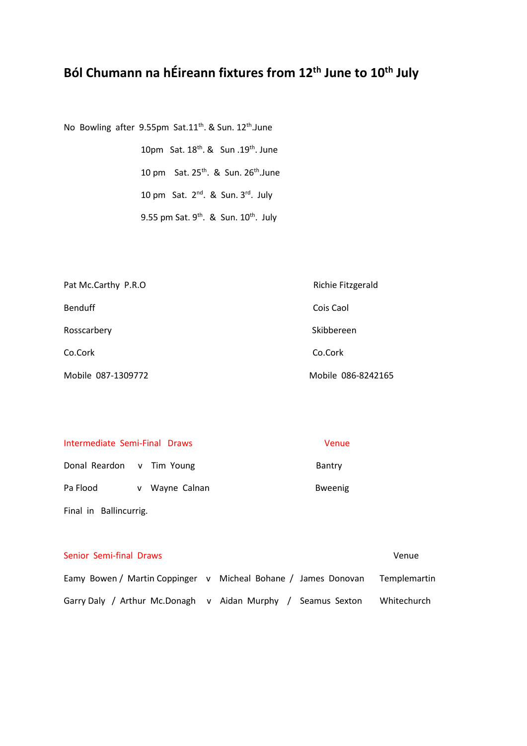# Ból Chumann na hÉireann fixtures from 12th June to 10th July

No Bowling after 9.55pm Sat.11th. & Sun. 12th.June

10pm Sat. 18th. & Sun .19th. June

10 pm Sat. 25th. & Sun. 26th.June

10 pm Sat. 2nd. & Sun. 3rd. July

9.55 pm Sat. 9th. & Sun. 10th. July

Pat Mc.Carthy P.R.O
Benduff
Rosscarbery
Co.Cork
Mobile 087-1309772

Richie Fitzgerald
Cois Caol
Skibbereen
Co.Cork
Mobile 086-8242165

| Intermediate Semi-Final Draws | | | Venue |
|---|---|---|---|
| Donal Reardon | v | Tim Young | Bantry |
| Pa Flood | v | Wayne Calnan | Bweenig |

Final in Ballincurrig.

| Senior Semi-final Draws | | | Venue |
|---|---|---|---|
| Eamy Bowen / Martin Coppinger | v | Micheal Bohane / James Donovan | Templemartin |
| Garry Daly / Arthur Mc.Donagh | v | Aidan Murphy / Seamus Sexton | Whitechurch |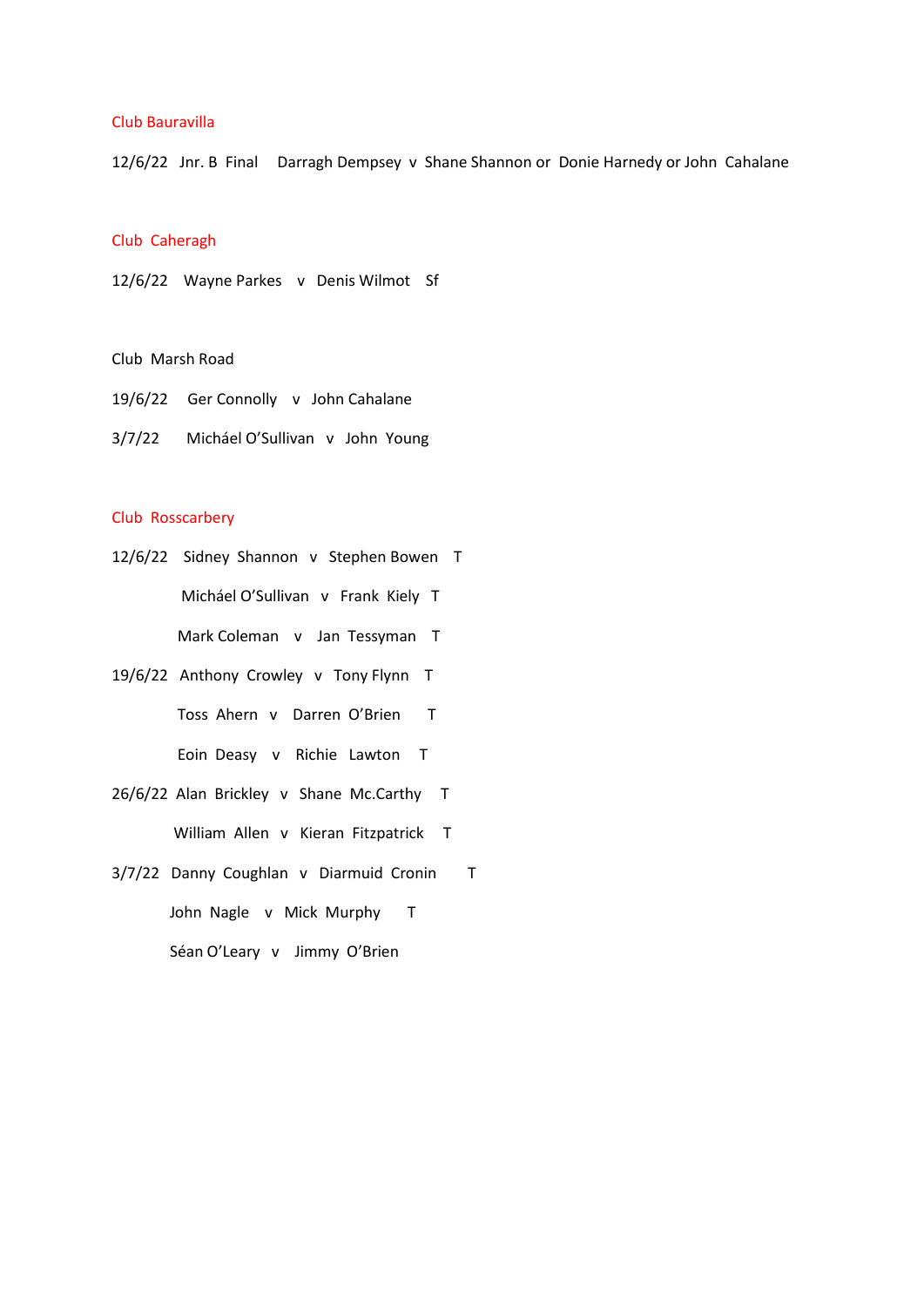Club Bauravilla

12/6/22 Jnr. B Final Darragh Dempsey v Shane Shannon or Donie Harnedy or John Cahalane

Club Caheragh

12/6/22 Wayne Parkes v Denis Wilmot Sf

Club Marsh Road

19/6/22 Ger Connolly v John Cahalane

3/7/22 Micháel O'Sullivan v John Young

Club Rosscarbery

12/6/22 Sidney Shannon v Stephen Bowen T

Micháel O'Sullivan v Frank Kiely T

Mark Coleman v Jan Tessyman T

19/6/22 Anthony Crowley v Tony Flynn T

Toss Ahern v Darren O'Brien T

Eoin Deasy v Richie Lawton T

26/6/22 Alan Brickley v Shane Mc.Carthy T

William Allen v Kieran Fitzpatrick T

3/7/22 Danny Coughlan v Diarmuid Cronin T

John Nagle v Mick Murphy T

Séan O'Leary v Jimmy O'Brien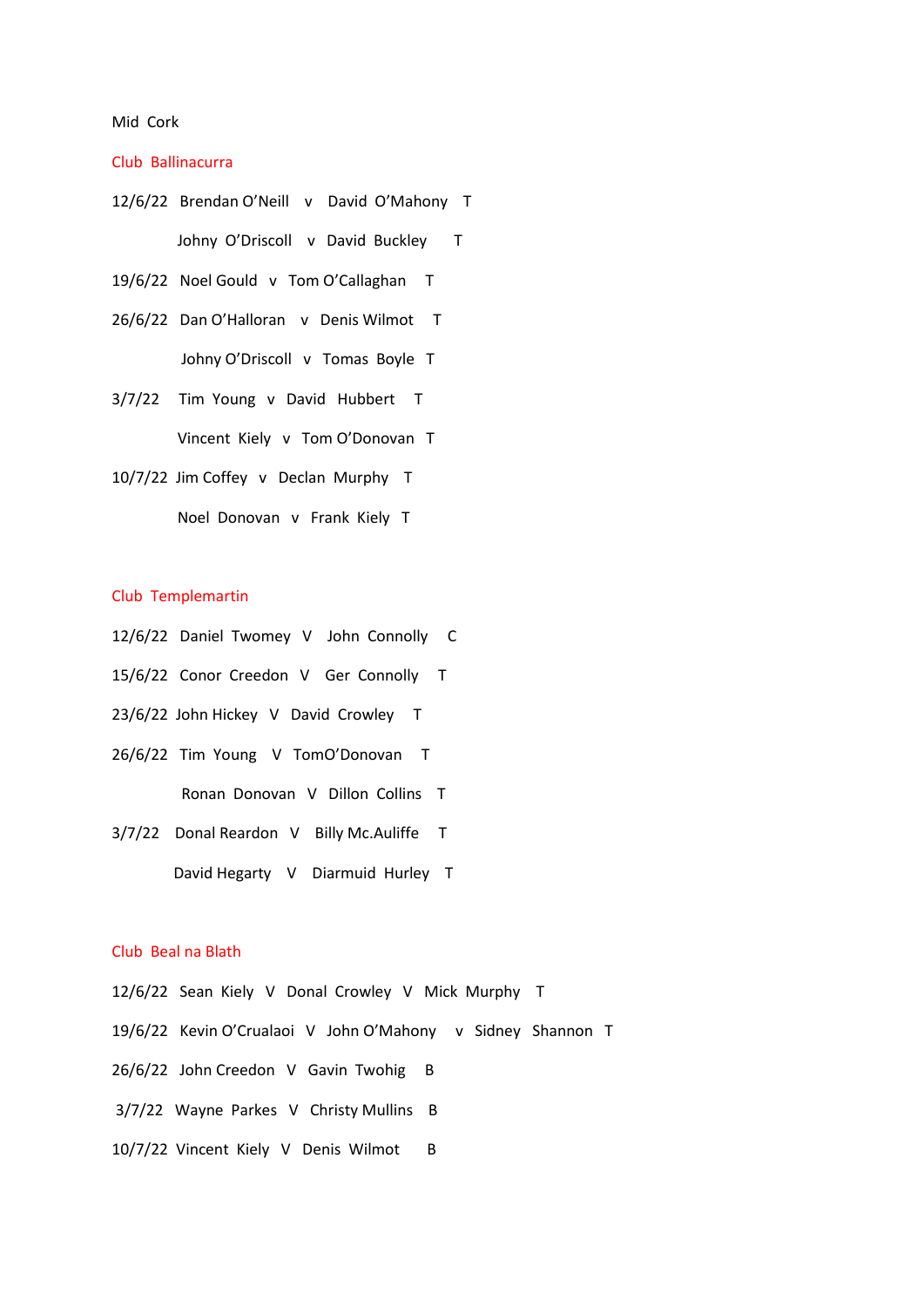Mid Cork

Club Ballinacurra

12/6/22 Brendan O'Neill v David O'Mahony T

Johny O'Driscoll v David Buckley T

19/6/22 Noel Gould v Tom O'Callaghan T

26/6/22 Dan O'Halloran v Denis Wilmot T

Johny O'Driscoll v Tomas Boyle T

3/7/22 Tim Young v David Hubbert T

Vincent Kiely v Tom O'Donovan T

10/7/22 Jim Coffey v Declan Murphy T

Noel Donovan v Frank Kiely T

Club Templemartin

12/6/22 Daniel Twomey V John Connolly C

15/6/22 Conor Creedon V Ger Connolly T

23/6/22 John Hickey V David Crowley T

26/6/22 Tim Young V TomO'Donovan T

Ronan Donovan V Dillon Collins T

3/7/22 Donal Reardon V Billy Mc.Auliffe T

David Hegarty V Diarmuid Hurley T

Club Beal na Blath

12/6/22 Sean Kiely V Donal Crowley V Mick Murphy T

19/6/22 Kevin O'Crualaoi V John O'Mahony v Sidney Shannon T

26/6/22 John Creedon V Gavin Twohig B

3/7/22 Wayne Parkes V Christy Mullins B

10/7/22 Vincent Kiely V Denis Wilmot B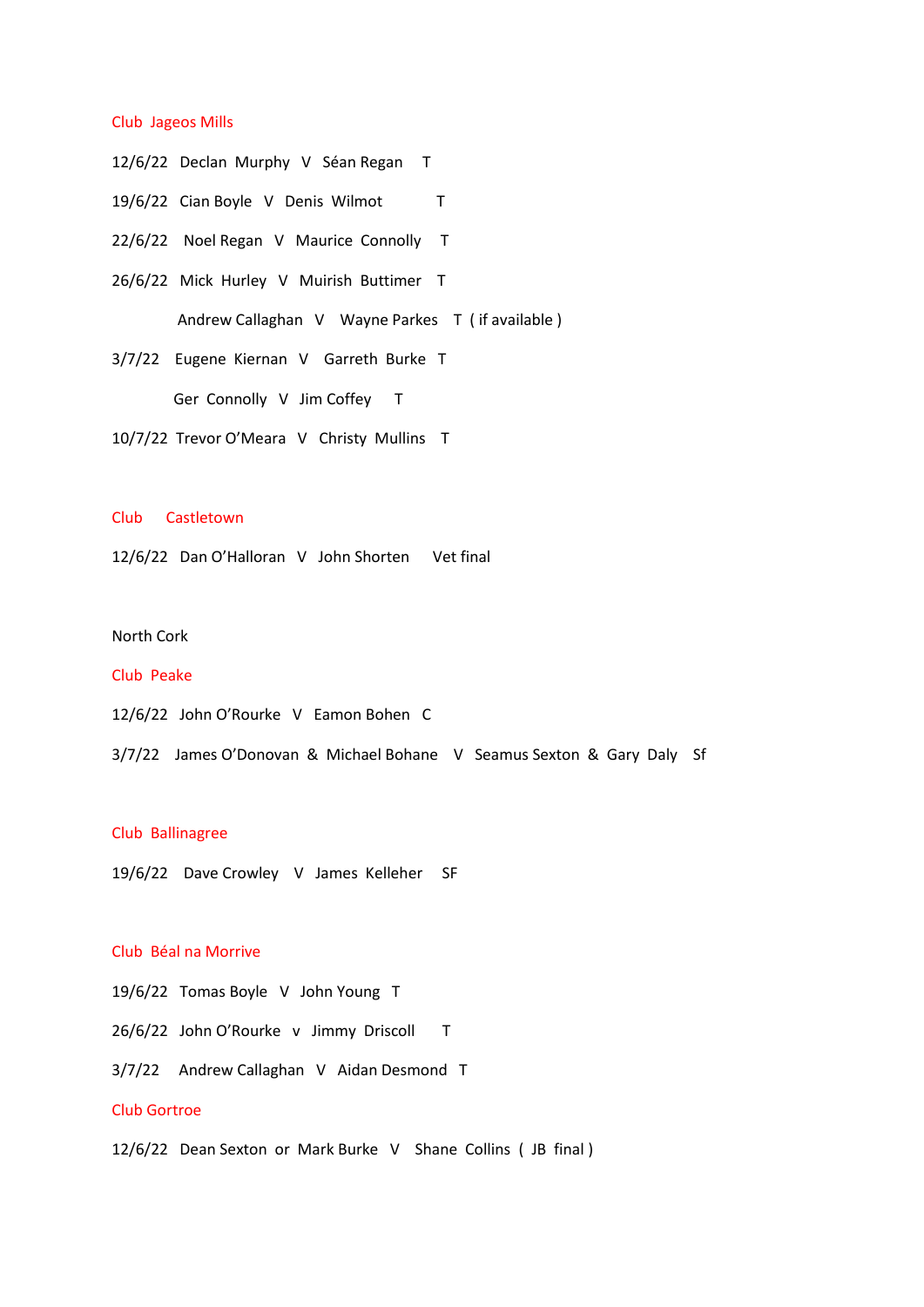Club Jageos Mills

12/6/22 Declan Murphy V Séan Regan T

19/6/22 Cian Boyle V Denis Wilmot T

22/6/22 Noel Regan V Maurice Connolly T

26/6/22 Mick Hurley V Muirish Buttimer T

Andrew Callaghan V Wayne Parkes T ( if available )

3/7/22 Eugene Kiernan V Garreth Burke T

Ger Connolly V Jim Coffey T

10/7/22 Trevor O'Meara V Christy Mullins T

Club Castletown

12/6/22 Dan O'Halloran V John Shorten Vet final

North Cork

Club Peake

12/6/22 John O'Rourke V Eamon Bohen C

3/7/22 James O'Donovan & Michael Bohane V Seamus Sexton & Gary Daly Sf

Club Ballinagree

19/6/22 Dave Crowley V James Kelleher SF

Club Béal na Morrive

19/6/22 Tomas Boyle V John Young T

26/6/22 John O'Rourke v Jimmy Driscoll T

3/7/22 Andrew Callaghan V Aidan Desmond T

Club Gortroe

12/6/22 Dean Sexton or Mark Burke V Shane Collins ( JB final )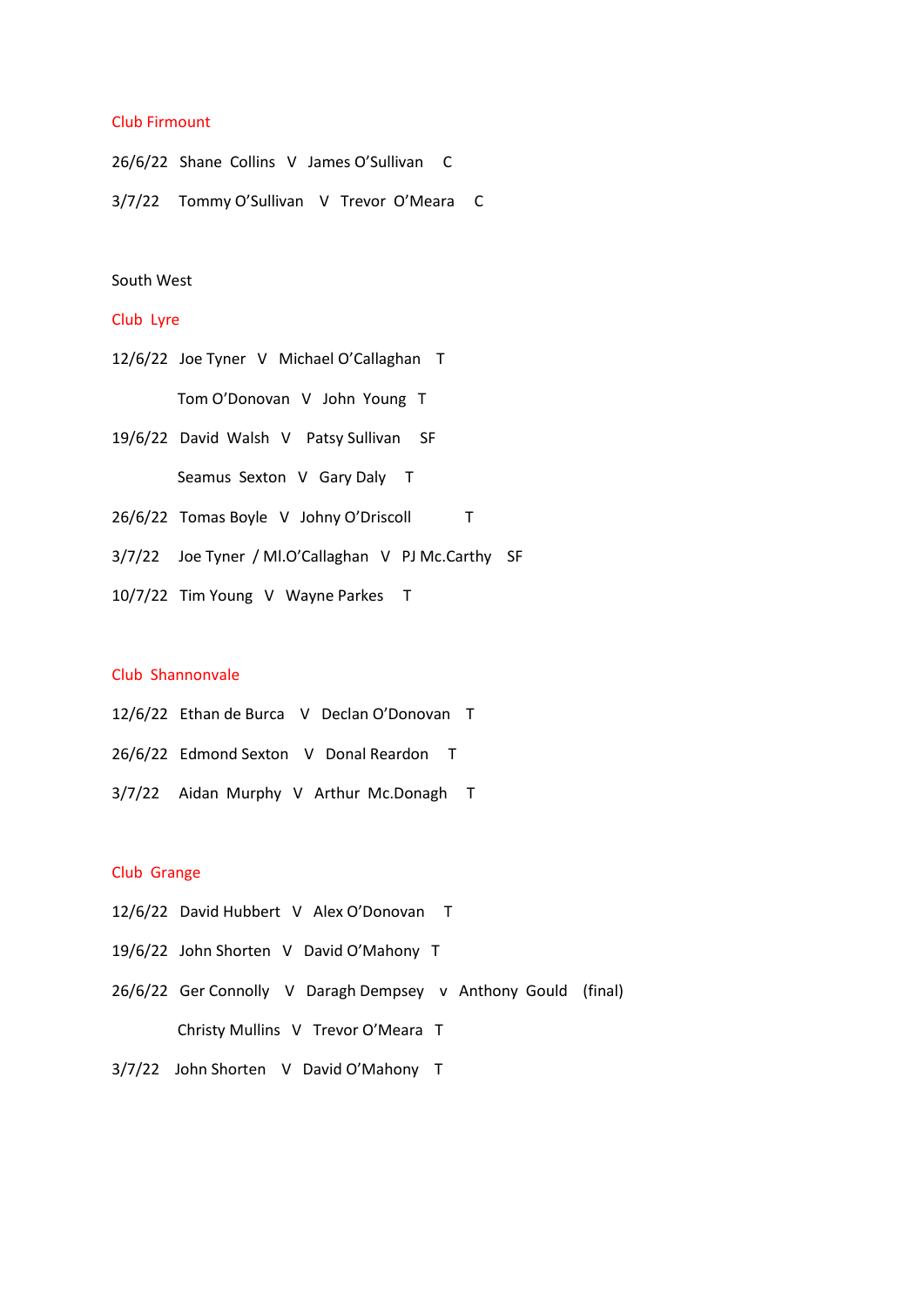Club Firmount

26/6/22 Shane Collins V James O'Sullivan C

3/7/22 Tommy O'Sullivan V Trevor O'Meara C

South West

Club Lyre

12/6/22 Joe Tyner V Michael O'Callaghan T

Tom O'Donovan V John Young T

19/6/22 David Walsh V Patsy Sullivan SF

Seamus Sexton V Gary Daly T

26/6/22 Tomas Boyle V Johny O'Driscoll T

3/7/22 Joe Tyner / Ml.O'Callaghan V PJ Mc.Carthy SF

10/7/22 Tim Young V Wayne Parkes T

Club Shannonvale

12/6/22 Ethan de Burca V Declan O'Donovan T

26/6/22 Edmond Sexton V Donal Reardon T

3/7/22 Aidan Murphy V Arthur Mc.Donagh T

Club Grange

12/6/22 David Hubbert V Alex O'Donovan T

19/6/22 John Shorten V David O'Mahony T

26/6/22 Ger Connolly V Daragh Dempsey v Anthony Gould (final)

Christy Mullins V Trevor O'Meara T

3/7/22 John Shorten V David O'Mahony T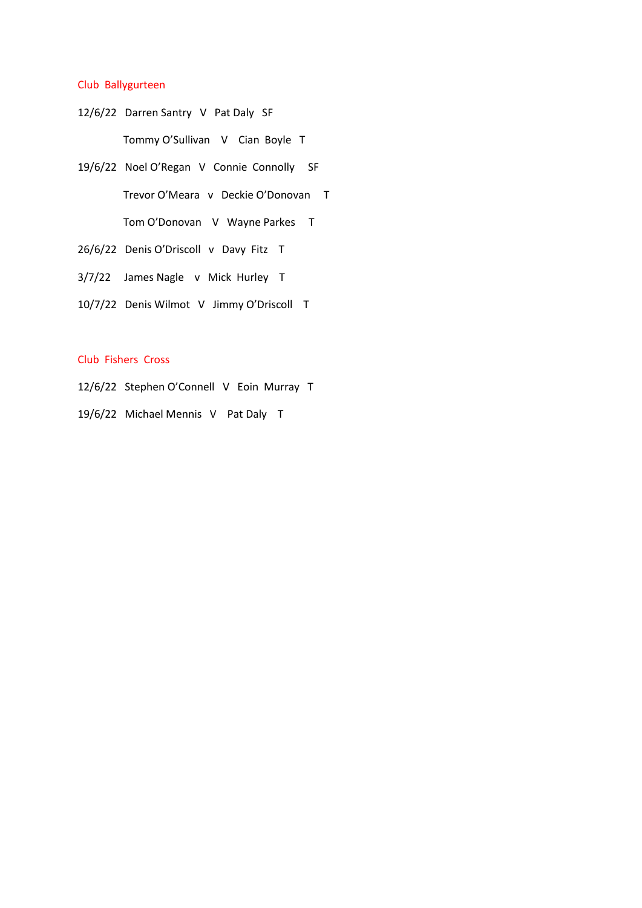Club Ballygurteen

12/6/22 Darren Santry V Pat Daly SF

Tommy O'Sullivan V Cian Boyle T

19/6/22 Noel O'Regan V Connie Connolly SF

Trevor O'Meara v Deckie O'Donovan T

Tom O'Donovan V Wayne Parkes T

26/6/22 Denis O'Driscoll v Davy Fitz T

3/7/22 James Nagle v Mick Hurley T

10/7/22 Denis Wilmot V Jimmy O'Driscoll T

Club Fishers Cross

12/6/22 Stephen O'Connell V Eoin Murray T

19/6/22 Michael Mennis V Pat Daly T